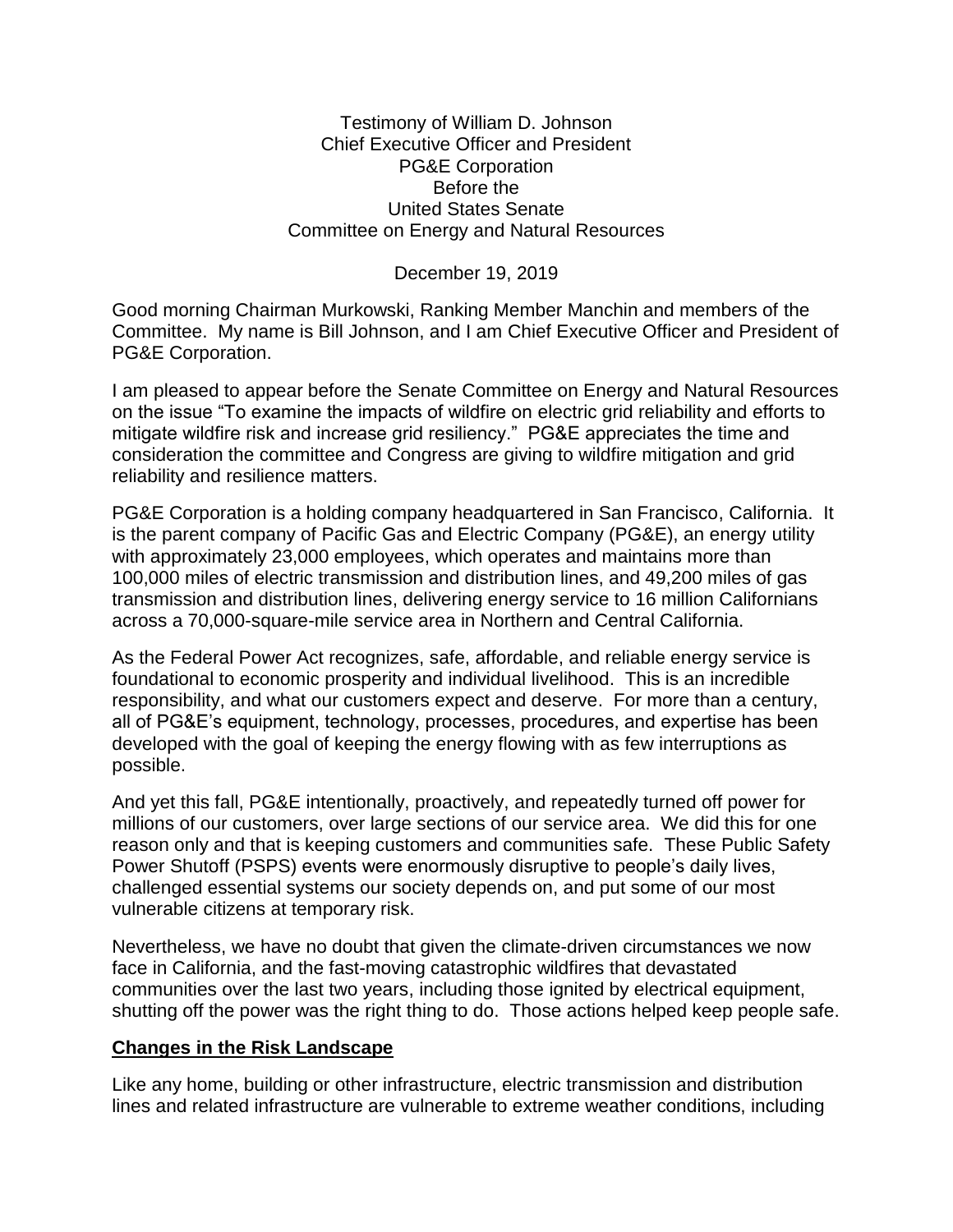Testimony of William D. Johnson
Chief Executive Officer and President
PG&E Corporation
Before the
United States Senate
Committee on Energy and Natural Resources

December 19, 2019

Good morning Chairman Murkowski, Ranking Member Manchin and members of the Committee. My name is Bill Johnson, and I am Chief Executive Officer and President of PG&E Corporation.

I am pleased to appear before the Senate Committee on Energy and Natural Resources on the issue "To examine the impacts of wildfire on electric grid reliability and efforts to mitigate wildfire risk and increase grid resiliency." PG&E appreciates the time and consideration the committee and Congress are giving to wildfire mitigation and grid reliability and resilience matters.

PG&E Corporation is a holding company headquartered in San Francisco, California. It is the parent company of Pacific Gas and Electric Company (PG&E), an energy utility with approximately 23,000 employees, which operates and maintains more than 100,000 miles of electric transmission and distribution lines, and 49,200 miles of gas transmission and distribution lines, delivering energy service to 16 million Californians across a 70,000-square-mile service area in Northern and Central California.

As the Federal Power Act recognizes, safe, affordable, and reliable energy service is foundational to economic prosperity and individual livelihood. This is an incredible responsibility, and what our customers expect and deserve. For more than a century, all of PG&E's equipment, technology, processes, procedures, and expertise has been developed with the goal of keeping the energy flowing with as few interruptions as possible.

And yet this fall, PG&E intentionally, proactively, and repeatedly turned off power for millions of our customers, over large sections of our service area. We did this for one reason only and that is keeping customers and communities safe. These Public Safety Power Shutoff (PSPS) events were enormously disruptive to people's daily lives, challenged essential systems our society depends on, and put some of our most vulnerable citizens at temporary risk.

Nevertheless, we have no doubt that given the climate-driven circumstances we now face in California, and the fast-moving catastrophic wildfires that devastated communities over the last two years, including those ignited by electrical equipment, shutting off the power was the right thing to do. Those actions helped keep people safe.

## **Changes in the Risk Landscape**

Like any home, building or other infrastructure, electric transmission and distribution lines and related infrastructure are vulnerable to extreme weather conditions, including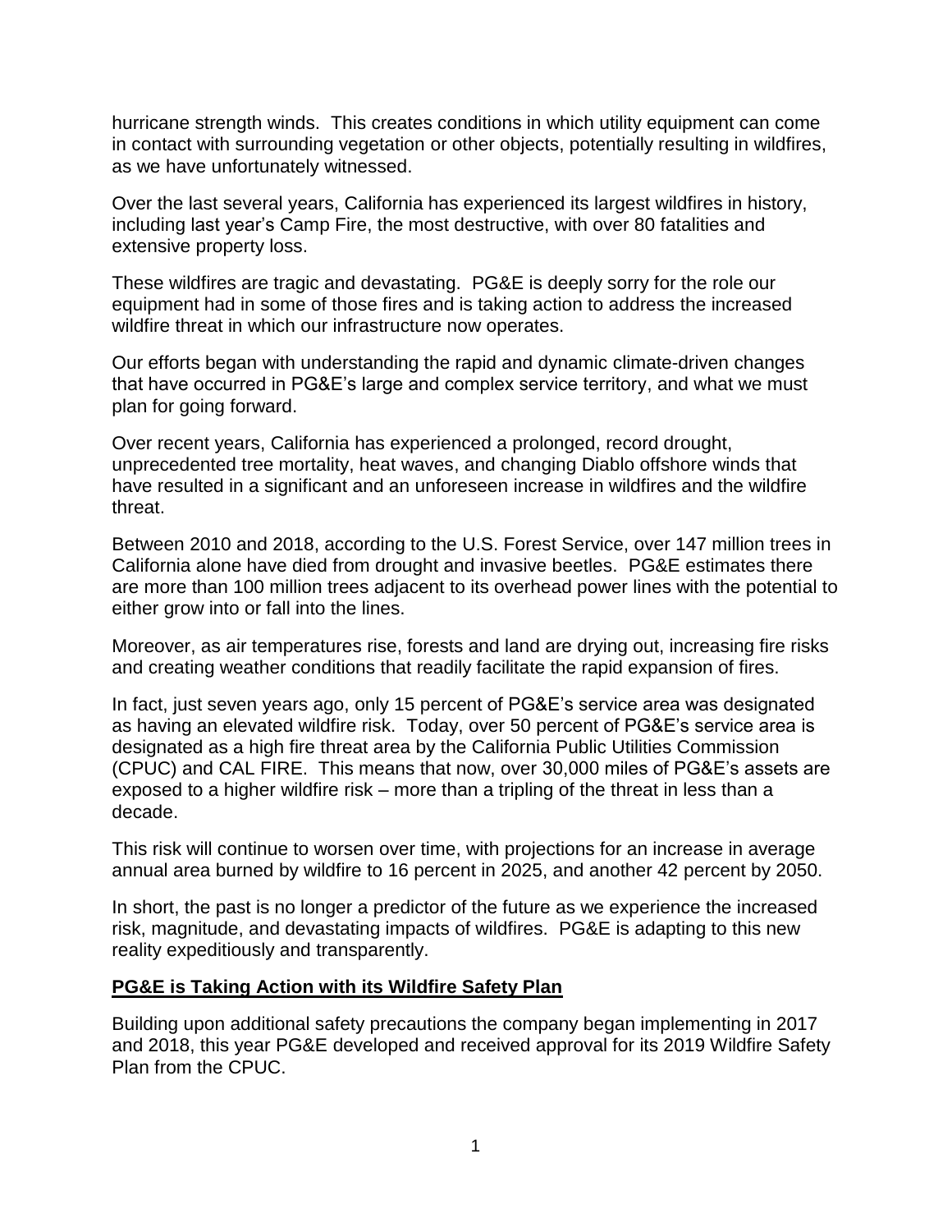hurricane strength winds. This creates conditions in which utility equipment can come in contact with surrounding vegetation or other objects, potentially resulting in wildfires, as we have unfortunately witnessed.

Over the last several years, California has experienced its largest wildfires in history, including last year's Camp Fire, the most destructive, with over 80 fatalities and extensive property loss.

These wildfires are tragic and devastating. PG&E is deeply sorry for the role our equipment had in some of those fires and is taking action to address the increased wildfire threat in which our infrastructure now operates.

Our efforts began with understanding the rapid and dynamic climate-driven changes that have occurred in PG&E's large and complex service territory, and what we must plan for going forward.

Over recent years, California has experienced a prolonged, record drought, unprecedented tree mortality, heat waves, and changing Diablo offshore winds that have resulted in a significant and an unforeseen increase in wildfires and the wildfire threat.

Between 2010 and 2018, according to the U.S. Forest Service, over 147 million trees in California alone have died from drought and invasive beetles. PG&E estimates there are more than 100 million trees adjacent to its overhead power lines with the potential to either grow into or fall into the lines.

Moreover, as air temperatures rise, forests and land are drying out, increasing fire risks and creating weather conditions that readily facilitate the rapid expansion of fires.

In fact, just seven years ago, only 15 percent of PG&E's service area was designated as having an elevated wildfire risk. Today, over 50 percent of PG&E's service area is designated as a high fire threat area by the California Public Utilities Commission (CPUC) and CAL FIRE. This means that now, over 30,000 miles of PG&E's assets are exposed to a higher wildfire risk – more than a tripling of the threat in less than a decade.

This risk will continue to worsen over time, with projections for an increase in average annual area burned by wildfire to 16 percent in 2025, and another 42 percent by 2050.

In short, the past is no longer a predictor of the future as we experience the increased risk, magnitude, and devastating impacts of wildfires. PG&E is adapting to this new reality expeditiously and transparently.

## PG&E is Taking Action with its Wildfire Safety Plan

Building upon additional safety precautions the company began implementing in 2017 and 2018, this year PG&E developed and received approval for its 2019 Wildfire Safety Plan from the CPUC.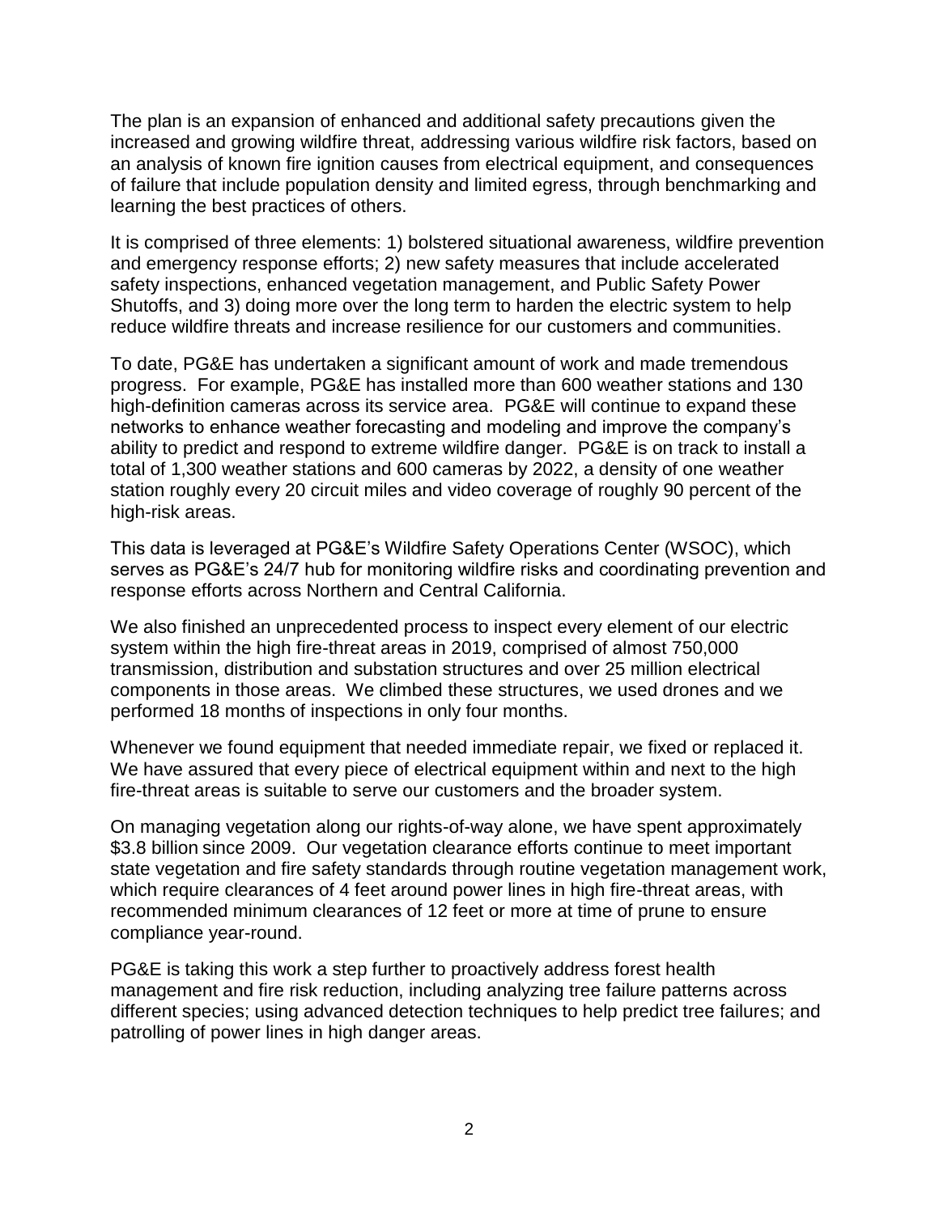The plan is an expansion of enhanced and additional safety precautions given the increased and growing wildfire threat, addressing various wildfire risk factors, based on an analysis of known fire ignition causes from electrical equipment, and consequences of failure that include population density and limited egress, through benchmarking and learning the best practices of others.

It is comprised of three elements: 1) bolstered situational awareness, wildfire prevention and emergency response efforts; 2) new safety measures that include accelerated safety inspections, enhanced vegetation management, and Public Safety Power Shutoffs, and 3) doing more over the long term to harden the electric system to help reduce wildfire threats and increase resilience for our customers and communities.

To date, PG&E has undertaken a significant amount of work and made tremendous progress. For example, PG&E has installed more than 600 weather stations and 130 high-definition cameras across its service area. PG&E will continue to expand these networks to enhance weather forecasting and modeling and improve the company's ability to predict and respond to extreme wildfire danger. PG&E is on track to install a total of 1,300 weather stations and 600 cameras by 2022, a density of one weather station roughly every 20 circuit miles and video coverage of roughly 90 percent of the high-risk areas.

This data is leveraged at PG&E's Wildfire Safety Operations Center (WSOC), which serves as PG&E's 24/7 hub for monitoring wildfire risks and coordinating prevention and response efforts across Northern and Central California.

We also finished an unprecedented process to inspect every element of our electric system within the high fire-threat areas in 2019, comprised of almost 750,000 transmission, distribution and substation structures and over 25 million electrical components in those areas. We climbed these structures, we used drones and we performed 18 months of inspections in only four months.

Whenever we found equipment that needed immediate repair, we fixed or replaced it. We have assured that every piece of electrical equipment within and next to the high fire-threat areas is suitable to serve our customers and the broader system.

On managing vegetation along our rights-of-way alone, we have spent approximately $3.8 billion since 2009. Our vegetation clearance efforts continue to meet important state vegetation and fire safety standards through routine vegetation management work, which require clearances of 4 feet around power lines in high fire-threat areas, with recommended minimum clearances of 12 feet or more at time of prune to ensure compliance year-round.

PG&E is taking this work a step further to proactively address forest health management and fire risk reduction, including analyzing tree failure patterns across different species; using advanced detection techniques to help predict tree failures; and patrolling of power lines in high danger areas.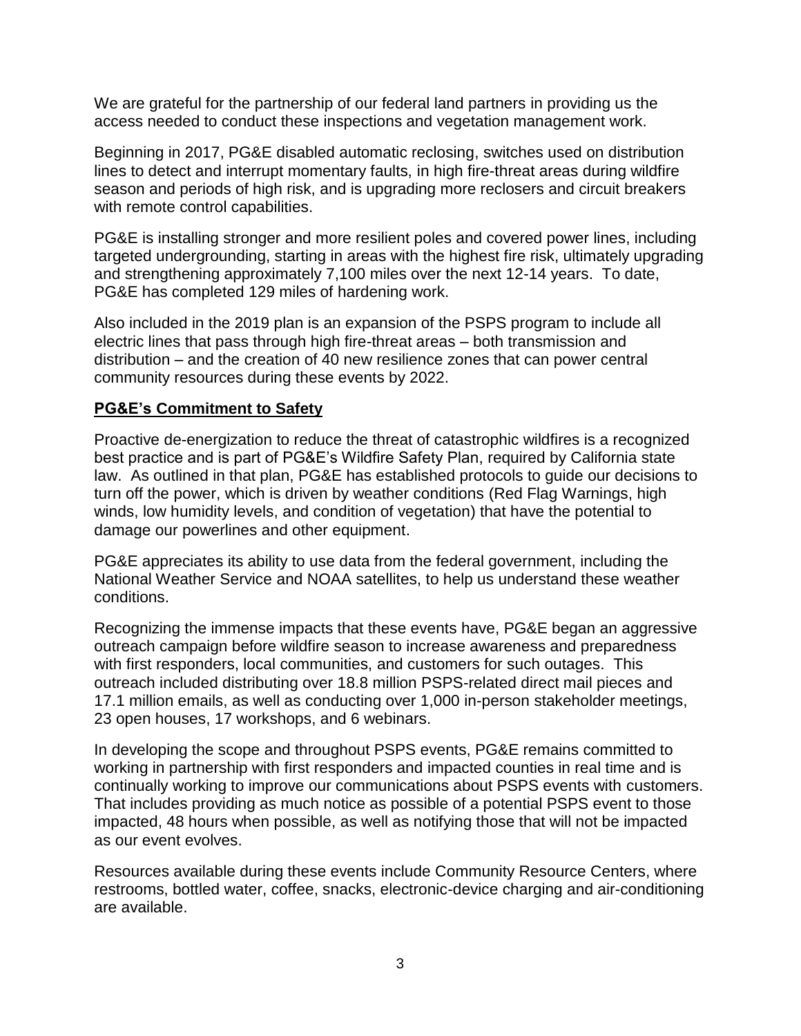We are grateful for the partnership of our federal land partners in providing us the access needed to conduct these inspections and vegetation management work.

Beginning in 2017, PG&E disabled automatic reclosing, switches used on distribution lines to detect and interrupt momentary faults, in high fire-threat areas during wildfire season and periods of high risk, and is upgrading more reclosers and circuit breakers with remote control capabilities.

PG&E is installing stronger and more resilient poles and covered power lines, including targeted undergrounding, starting in areas with the highest fire risk, ultimately upgrading and strengthening approximately 7,100 miles over the next 12-14 years. To date, PG&E has completed 129 miles of hardening work.

Also included in the 2019 plan is an expansion of the PSPS program to include all electric lines that pass through high fire-threat areas – both transmission and distribution – and the creation of 40 new resilience zones that can power central community resources during these events by 2022.

**PG&E's Commitment to Safety**

Proactive de-energization to reduce the threat of catastrophic wildfires is a recognized best practice and is part of PG&E's Wildfire Safety Plan, required by California state law. As outlined in that plan, PG&E has established protocols to guide our decisions to turn off the power, which is driven by weather conditions (Red Flag Warnings, high winds, low humidity levels, and condition of vegetation) that have the potential to damage our powerlines and other equipment.

PG&E appreciates its ability to use data from the federal government, including the National Weather Service and NOAA satellites, to help us understand these weather conditions.

Recognizing the immense impacts that these events have, PG&E began an aggressive outreach campaign before wildfire season to increase awareness and preparedness with first responders, local communities, and customers for such outages. This outreach included distributing over 18.8 million PSPS-related direct mail pieces and 17.1 million emails, as well as conducting over 1,000 in-person stakeholder meetings, 23 open houses, 17 workshops, and 6 webinars.

In developing the scope and throughout PSPS events, PG&E remains committed to working in partnership with first responders and impacted counties in real time and is continually working to improve our communications about PSPS events with customers. That includes providing as much notice as possible of a potential PSPS event to those impacted, 48 hours when possible, as well as notifying those that will not be impacted as our event evolves.

Resources available during these events include Community Resource Centers, where restrooms, bottled water, coffee, snacks, electronic-device charging and air-conditioning are available.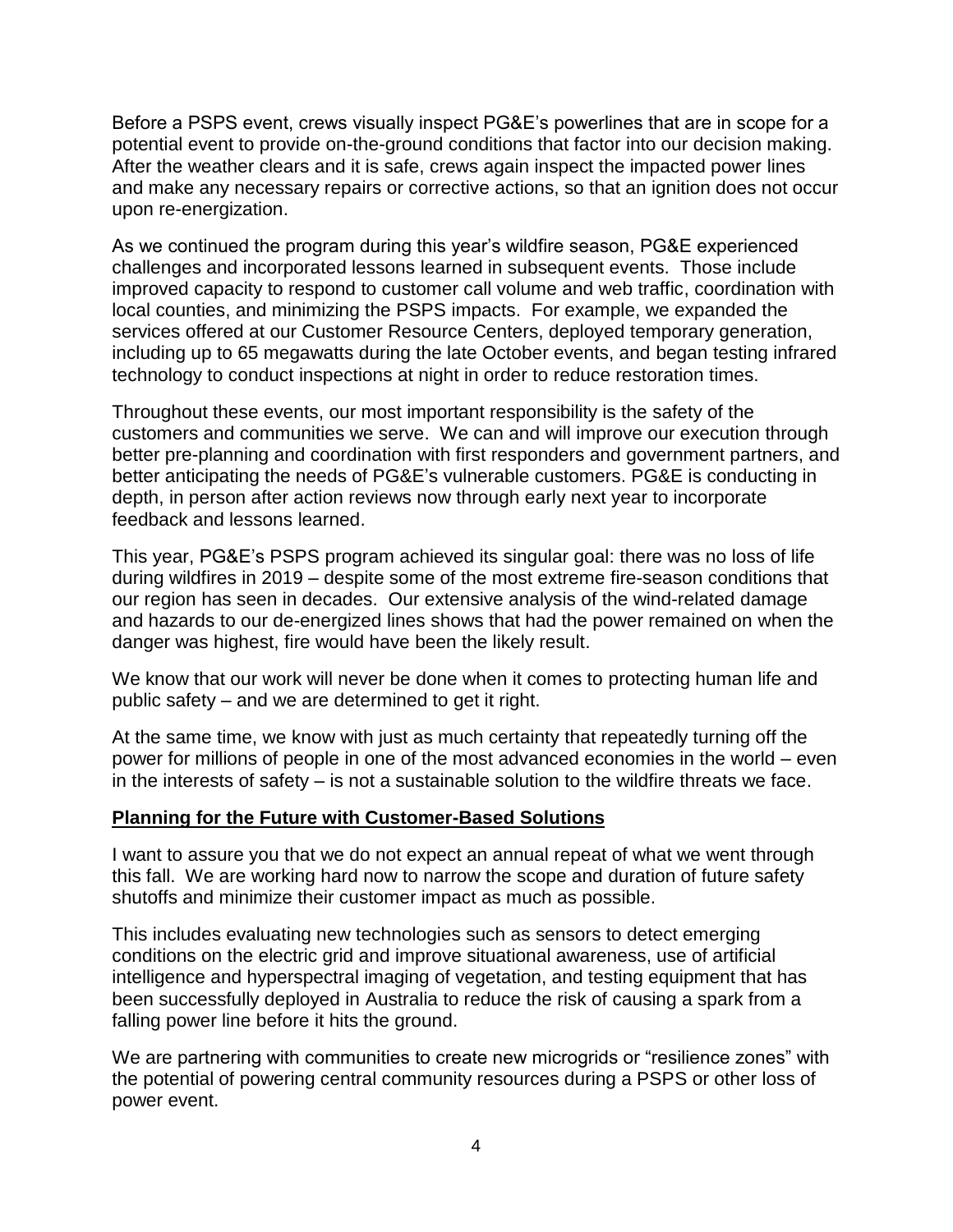Before a PSPS event, crews visually inspect PG&E's powerlines that are in scope for a potential event to provide on-the-ground conditions that factor into our decision making. After the weather clears and it is safe, crews again inspect the impacted power lines and make any necessary repairs or corrective actions, so that an ignition does not occur upon re-energization.

As we continued the program during this year's wildfire season, PG&E experienced challenges and incorporated lessons learned in subsequent events. Those include improved capacity to respond to customer call volume and web traffic, coordination with local counties, and minimizing the PSPS impacts. For example, we expanded the services offered at our Customer Resource Centers, deployed temporary generation, including up to 65 megawatts during the late October events, and began testing infrared technology to conduct inspections at night in order to reduce restoration times.

Throughout these events, our most important responsibility is the safety of the customers and communities we serve. We can and will improve our execution through better pre-planning and coordination with first responders and government partners, and better anticipating the needs of PG&E's vulnerable customers. PG&E is conducting in depth, in person after action reviews now through early next year to incorporate feedback and lessons learned.

This year, PG&E's PSPS program achieved its singular goal: there was no loss of life during wildfires in 2019 – despite some of the most extreme fire-season conditions that our region has seen in decades. Our extensive analysis of the wind-related damage and hazards to our de-energized lines shows that had the power remained on when the danger was highest, fire would have been the likely result.

We know that our work will never be done when it comes to protecting human life and public safety – and we are determined to get it right.

At the same time, we know with just as much certainty that repeatedly turning off the power for millions of people in one of the most advanced economies in the world – even in the interests of safety – is not a sustainable solution to the wildfire threats we face.

**Planning for the Future with Customer-Based Solutions**

I want to assure you that we do not expect an annual repeat of what we went through this fall. We are working hard now to narrow the scope and duration of future safety shutoffs and minimize their customer impact as much as possible.

This includes evaluating new technologies such as sensors to detect emerging conditions on the electric grid and improve situational awareness, use of artificial intelligence and hyperspectral imaging of vegetation, and testing equipment that has been successfully deployed in Australia to reduce the risk of causing a spark from a falling power line before it hits the ground.

We are partnering with communities to create new microgrids or "resilience zones" with the potential of powering central community resources during a PSPS or other loss of power event.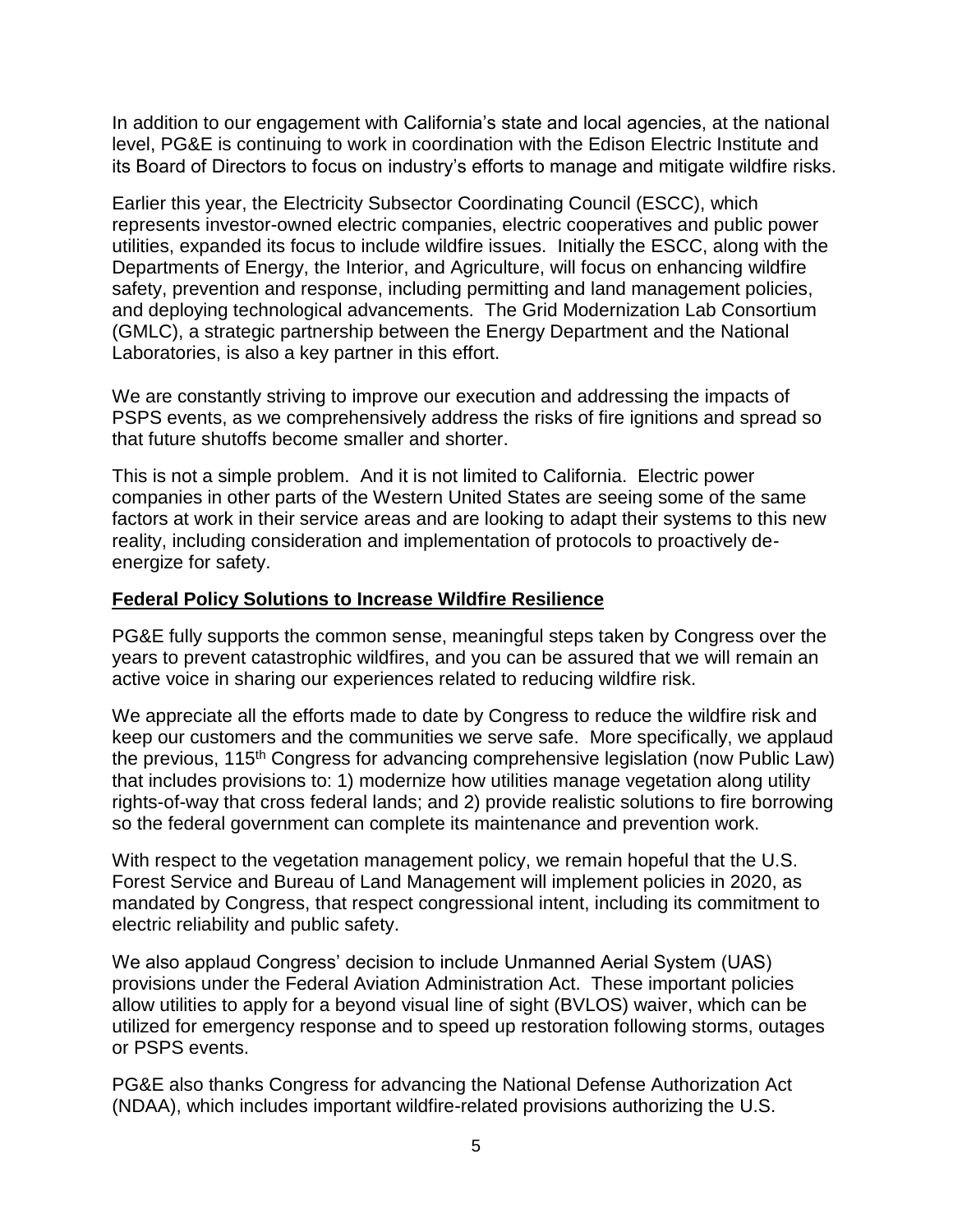In addition to our engagement with California's state and local agencies, at the national level, PG&E is continuing to work in coordination with the Edison Electric Institute and its Board of Directors to focus on industry's efforts to manage and mitigate wildfire risks.

Earlier this year, the Electricity Subsector Coordinating Council (ESCC), which represents investor-owned electric companies, electric cooperatives and public power utilities, expanded its focus to include wildfire issues. Initially the ESCC, along with the Departments of Energy, the Interior, and Agriculture, will focus on enhancing wildfire safety, prevention and response, including permitting and land management policies, and deploying technological advancements. The Grid Modernization Lab Consortium (GMLC), a strategic partnership between the Energy Department and the National Laboratories, is also a key partner in this effort.

We are constantly striving to improve our execution and addressing the impacts of PSPS events, as we comprehensively address the risks of fire ignitions and spread so that future shutoffs become smaller and shorter.

This is not a simple problem. And it is not limited to California. Electric power companies in other parts of the Western United States are seeing some of the same factors at work in their service areas and are looking to adapt their systems to this new reality, including consideration and implementation of protocols to proactively de-energize for safety.

## Federal Policy Solutions to Increase Wildfire Resilience

PG&E fully supports the common sense, meaningful steps taken by Congress over the years to prevent catastrophic wildfires, and you can be assured that we will remain an active voice in sharing our experiences related to reducing wildfire risk.

We appreciate all the efforts made to date by Congress to reduce the wildfire risk and keep our customers and the communities we serve safe. More specifically, we applaud the previous, 115th Congress for advancing comprehensive legislation (now Public Law) that includes provisions to: 1) modernize how utilities manage vegetation along utility rights-of-way that cross federal lands; and 2) provide realistic solutions to fire borrowing so the federal government can complete its maintenance and prevention work.

With respect to the vegetation management policy, we remain hopeful that the U.S. Forest Service and Bureau of Land Management will implement policies in 2020, as mandated by Congress, that respect congressional intent, including its commitment to electric reliability and public safety.

We also applaud Congress' decision to include Unmanned Aerial System (UAS) provisions under the Federal Aviation Administration Act. These important policies allow utilities to apply for a beyond visual line of sight (BVLOS) waiver, which can be utilized for emergency response and to speed up restoration following storms, outages or PSPS events.

PG&E also thanks Congress for advancing the National Defense Authorization Act (NDAA), which includes important wildfire-related provisions authorizing the U.S.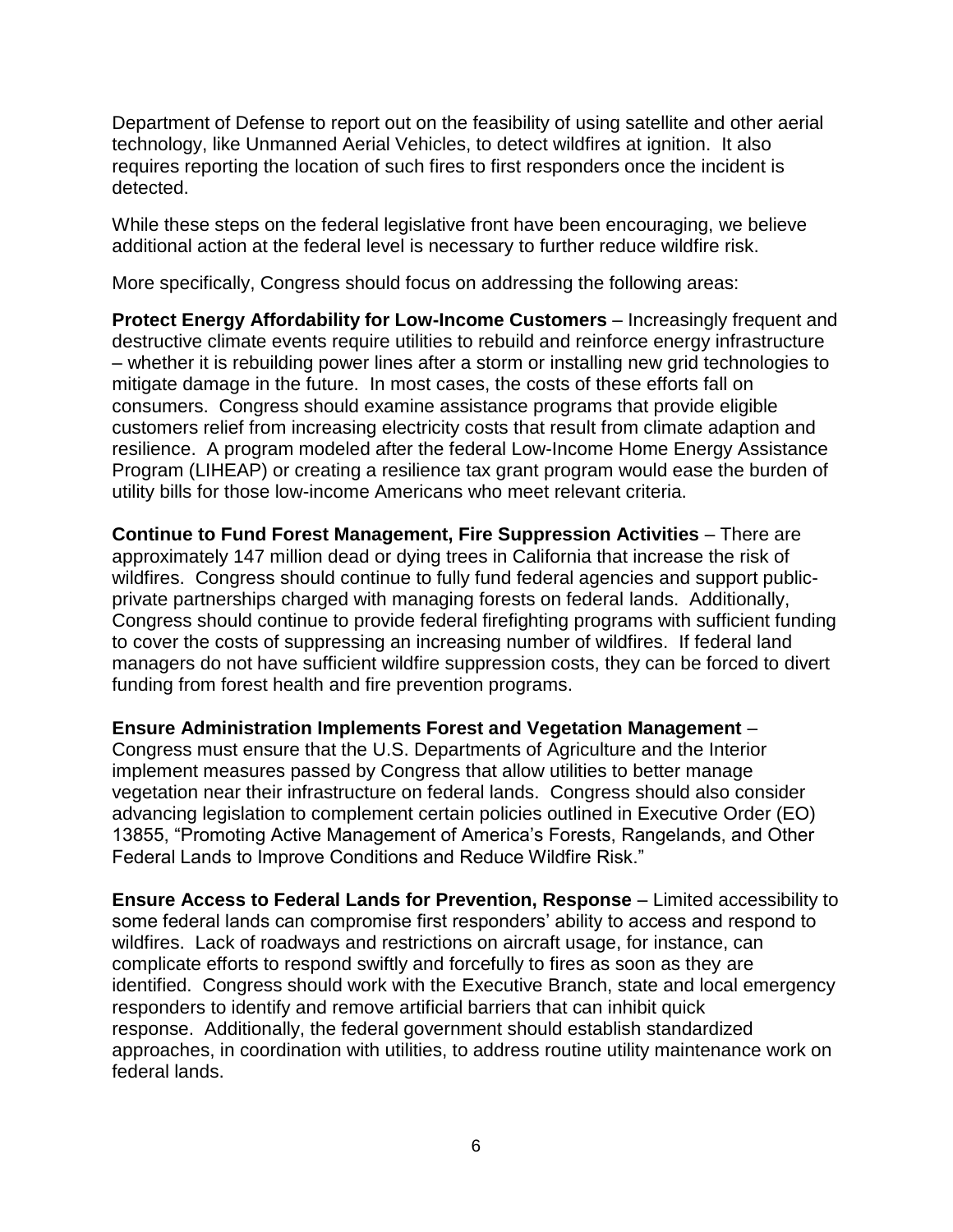Department of Defense to report out on the feasibility of using satellite and other aerial technology, like Unmanned Aerial Vehicles, to detect wildfires at ignition. It also requires reporting the location of such fires to first responders once the incident is detected.

While these steps on the federal legislative front have been encouraging, we believe additional action at the federal level is necessary to further reduce wildfire risk.

More specifically, Congress should focus on addressing the following areas:

**Protect Energy Affordability for Low-Income Customers** – Increasingly frequent and destructive climate events require utilities to rebuild and reinforce energy infrastructure – whether it is rebuilding power lines after a storm or installing new grid technologies to mitigate damage in the future. In most cases, the costs of these efforts fall on consumers. Congress should examine assistance programs that provide eligible customers relief from increasing electricity costs that result from climate adaption and resilience. A program modeled after the federal Low-Income Home Energy Assistance Program (LIHEAP) or creating a resilience tax grant program would ease the burden of utility bills for those low-income Americans who meet relevant criteria.

**Continue to Fund Forest Management, Fire Suppression Activities** – There are approximately 147 million dead or dying trees in California that increase the risk of wildfires. Congress should continue to fully fund federal agencies and support public-private partnerships charged with managing forests on federal lands. Additionally, Congress should continue to provide federal firefighting programs with sufficient funding to cover the costs of suppressing an increasing number of wildfires. If federal land managers do not have sufficient wildfire suppression costs, they can be forced to divert funding from forest health and fire prevention programs.

**Ensure Administration Implements Forest and Vegetation Management** – Congress must ensure that the U.S. Departments of Agriculture and the Interior implement measures passed by Congress that allow utilities to better manage vegetation near their infrastructure on federal lands. Congress should also consider advancing legislation to complement certain policies outlined in Executive Order (EO) 13855, "Promoting Active Management of America's Forests, Rangelands, and Other Federal Lands to Improve Conditions and Reduce Wildfire Risk."

**Ensure Access to Federal Lands for Prevention, Response** – Limited accessibility to some federal lands can compromise first responders' ability to access and respond to wildfires. Lack of roadways and restrictions on aircraft usage, for instance, can complicate efforts to respond swiftly and forcefully to fires as soon as they are identified. Congress should work with the Executive Branch, state and local emergency responders to identify and remove artificial barriers that can inhibit quick response. Additionally, the federal government should establish standardized approaches, in coordination with utilities, to address routine utility maintenance work on federal lands.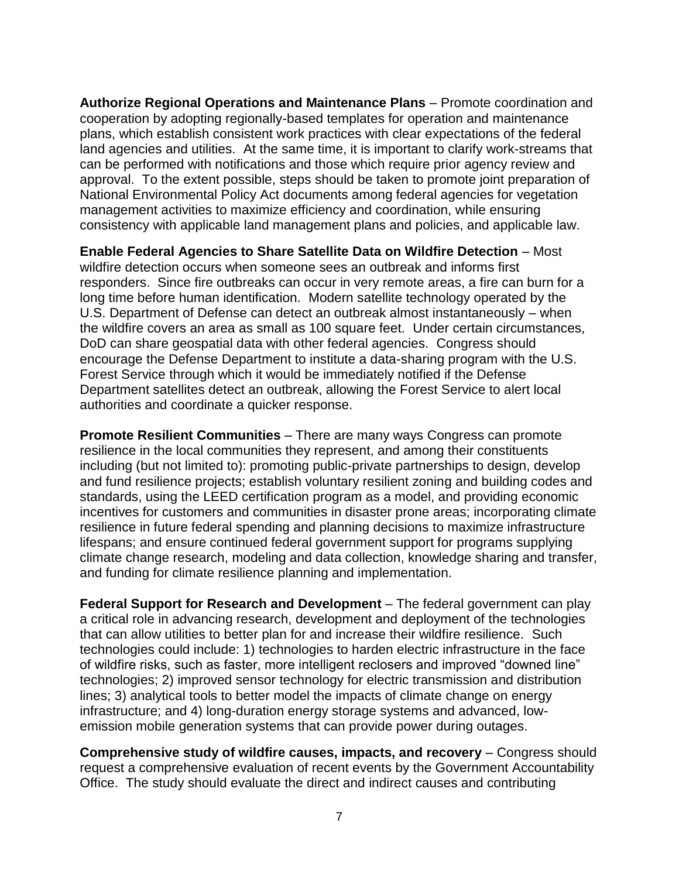**Authorize Regional Operations and Maintenance Plans** – Promote coordination and cooperation by adopting regionally-based templates for operation and maintenance plans, which establish consistent work practices with clear expectations of the federal land agencies and utilities. At the same time, it is important to clarify work-streams that can be performed with notifications and those which require prior agency review and approval. To the extent possible, steps should be taken to promote joint preparation of National Environmental Policy Act documents among federal agencies for vegetation management activities to maximize efficiency and coordination, while ensuring consistency with applicable land management plans and policies, and applicable law.

**Enable Federal Agencies to Share Satellite Data on Wildfire Detection** – Most wildfire detection occurs when someone sees an outbreak and informs first responders. Since fire outbreaks can occur in very remote areas, a fire can burn for a long time before human identification. Modern satellite technology operated by the U.S. Department of Defense can detect an outbreak almost instantaneously – when the wildfire covers an area as small as 100 square feet. Under certain circumstances, DoD can share geospatial data with other federal agencies. Congress should encourage the Defense Department to institute a data-sharing program with the U.S. Forest Service through which it would be immediately notified if the Defense Department satellites detect an outbreak, allowing the Forest Service to alert local authorities and coordinate a quicker response.

**Promote Resilient Communities** – There are many ways Congress can promote resilience in the local communities they represent, and among their constituents including (but not limited to): promoting public-private partnerships to design, develop and fund resilience projects; establish voluntary resilient zoning and building codes and standards, using the LEED certification program as a model, and providing economic incentives for customers and communities in disaster prone areas; incorporating climate resilience in future federal spending and planning decisions to maximize infrastructure lifespans; and ensure continued federal government support for programs supplying climate change research, modeling and data collection, knowledge sharing and transfer, and funding for climate resilience planning and implementation.

**Federal Support for Research and Development** – The federal government can play a critical role in advancing research, development and deployment of the technologies that can allow utilities to better plan for and increase their wildfire resilience. Such technologies could include: 1) technologies to harden electric infrastructure in the face of wildfire risks, such as faster, more intelligent reclosers and improved "downed line" technologies; 2) improved sensor technology for electric transmission and distribution lines; 3) analytical tools to better model the impacts of climate change on energy infrastructure; and 4) long-duration energy storage systems and advanced, low-emission mobile generation systems that can provide power during outages.

**Comprehensive study of wildfire causes, impacts, and recovery** – Congress should request a comprehensive evaluation of recent events by the Government Accountability Office. The study should evaluate the direct and indirect causes and contributing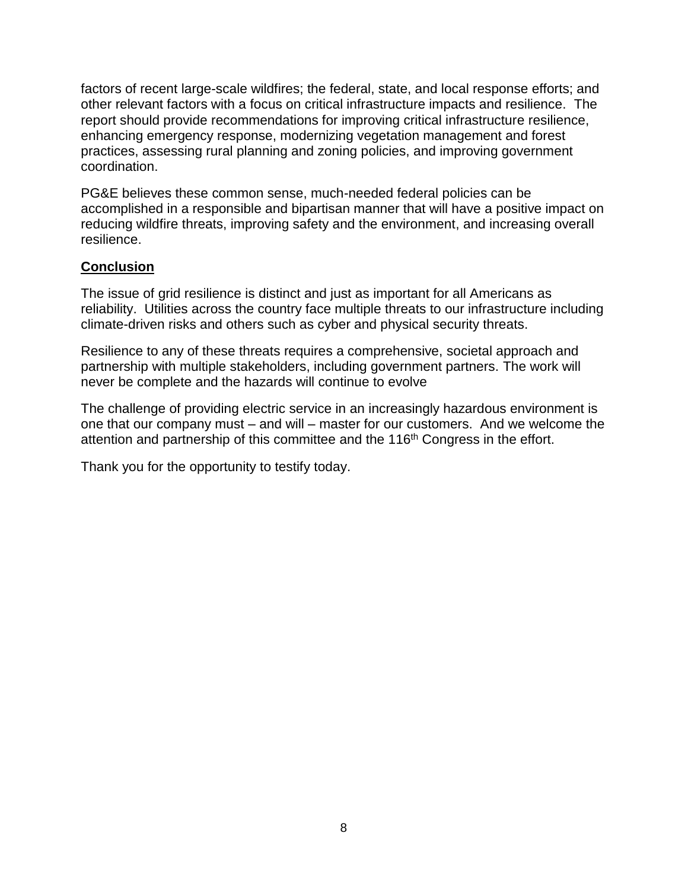factors of recent large-scale wildfires; the federal, state, and local response efforts; and other relevant factors with a focus on critical infrastructure impacts and resilience. The report should provide recommendations for improving critical infrastructure resilience, enhancing emergency response, modernizing vegetation management and forest practices, assessing rural planning and zoning policies, and improving government coordination.

PG&E believes these common sense, much-needed federal policies can be accomplished in a responsible and bipartisan manner that will have a positive impact on reducing wildfire threats, improving safety and the environment, and increasing overall resilience.

## Conclusion

The issue of grid resilience is distinct and just as important for all Americans as reliability. Utilities across the country face multiple threats to our infrastructure including climate-driven risks and others such as cyber and physical security threats.

Resilience to any of these threats requires a comprehensive, societal approach and partnership with multiple stakeholders, including government partners. The work will never be complete and the hazards will continue to evolve

The challenge of providing electric service in an increasingly hazardous environment is one that our company must – and will – master for our customers. And we welcome the attention and partnership of this committee and the 116th Congress in the effort.

Thank you for the opportunity to testify today.